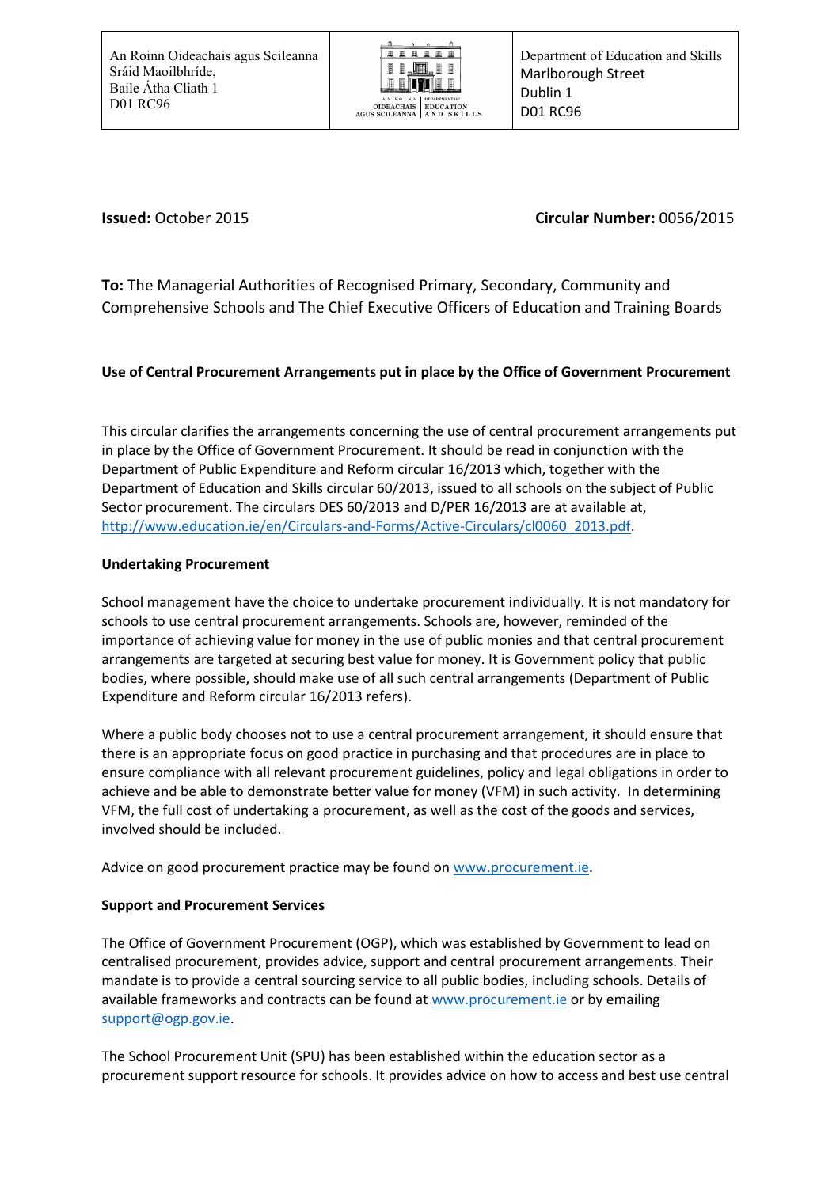| An Roinn Oideachais agus Scileanna<br>Sráid Maoilbhríde,<br>Baile Átha Cliath 1<br>D01 RC96 | AN ROINN OIDEACHAIS AGUS SCILEANNA \| DEPARTMENT OF EDUCATION AND SKILLS | Department of Education and Skills<br>Marlborough Street<br>Dublin 1<br>D01 RC96 |
|---|---|---|

**Issued:** October 2015 **Circular Number:** 0056/2015

**To:** The Managerial Authorities of Recognised Primary, Secondary, Community and Comprehensive Schools and The Chief Executive Officers of Education and Training Boards

**Use of Central Procurement Arrangements put in place by the Office of Government Procurement**

This circular clarifies the arrangements concerning the use of central procurement arrangements put in place by the Office of Government Procurement. It should be read in conjunction with the Department of Public Expenditure and Reform circular 16/2013 which, together with the Department of Education and Skills circular 60/2013, issued to all schools on the subject of Public Sector procurement. The circulars DES 60/2013 and D/PER 16/2013 are at available at, http://www.education.ie/en/Circulars-and-Forms/Active-Circulars/cl0060_2013.pdf.

**Undertaking Procurement**

School management have the choice to undertake procurement individually. It is not mandatory for schools to use central procurement arrangements. Schools are, however, reminded of the importance of achieving value for money in the use of public monies and that central procurement arrangements are targeted at securing best value for money. It is Government policy that public bodies, where possible, should make use of all such central arrangements (Department of Public Expenditure and Reform circular 16/2013 refers).

Where a public body chooses not to use a central procurement arrangement, it should ensure that there is an appropriate focus on good practice in purchasing and that procedures are in place to ensure compliance with all relevant procurement guidelines, policy and legal obligations in order to achieve and be able to demonstrate better value for money (VFM) in such activity. In determining VFM, the full cost of undertaking a procurement, as well as the cost of the goods and services, involved should be included.

Advice on good procurement practice may be found on www.procurement.ie.

**Support and Procurement Services**

The Office of Government Procurement (OGP), which was established by Government to lead on centralised procurement, provides advice, support and central procurement arrangements. Their mandate is to provide a central sourcing service to all public bodies, including schools. Details of available frameworks and contracts can be found at www.procurement.ie or by emailing support@ogp.gov.ie.

The School Procurement Unit (SPU) has been established within the education sector as a procurement support resource for schools. It provides advice on how to access and best use central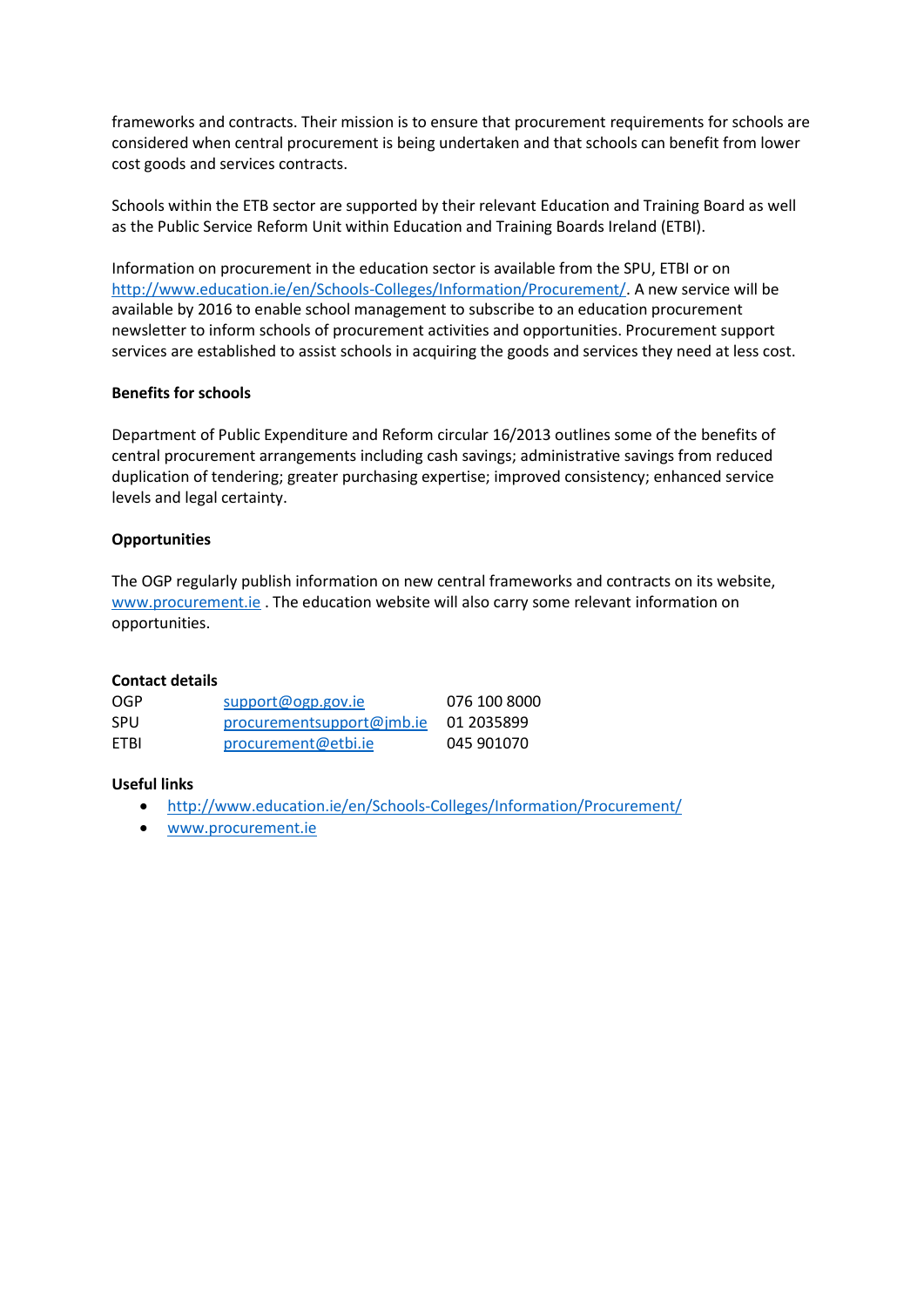frameworks and contracts. Their mission is to ensure that procurement requirements for schools are considered when central procurement is being undertaken and that schools can benefit from lower cost goods and services contracts.

Schools within the ETB sector are supported by their relevant Education and Training Board as well as the Public Service Reform Unit within Education and Training Boards Ireland (ETBI).

Information on procurement in the education sector is available from the SPU, ETBI or on http://www.education.ie/en/Schools-Colleges/Information/Procurement/. A new service will be available by 2016 to enable school management to subscribe to an education procurement newsletter to inform schools of procurement activities and opportunities. Procurement support services are established to assist schools in acquiring the goods and services they need at less cost.

**Benefits for schools**

Department of Public Expenditure and Reform circular 16/2013 outlines some of the benefits of central procurement arrangements including cash savings; administrative savings from reduced duplication of tendering; greater purchasing expertise; improved consistency; enhanced service levels and legal certainty.

**Opportunities**

The OGP regularly publish information on new central frameworks and contracts on its website, www.procurement.ie . The education website will also carry some relevant information on opportunities.

**Contact details**

| | | |
|---|---|---|
| OGP | support@ogp.gov.ie | 076 100 8000 |
| SPU | procurementsupport@jmb.ie | 01 2035899 |
| ETBI | procurement@etbi.ie | 045 901070 |

**Useful links**

- http://www.education.ie/en/Schools-Colleges/Information/Procurement/
- www.procurement.ie